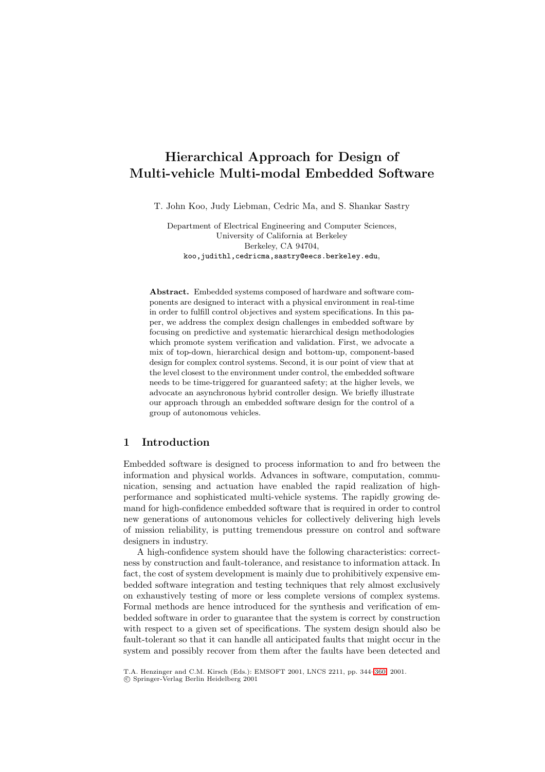# Hierarchical Approach for Design of Multi-vehicle Multi-modal Embedded Software

T. John Koo, Judy Liebman, Cedric Ma, and S. Shankar Sastry

Department of Electrical Engineering and Computer Sciences,
University of California at Berkeley
Berkeley, CA 94704,
koo,judithl,cedricma,sastry@eecs.berkeley.edu,

**Abstract.** Embedded systems composed of hardware and software components are designed to interact with a physical environment in real-time in order to fulfill control objectives and system specifications. In this paper, we address the complex design challenges in embedded software by focusing on predictive and systematic hierarchical design methodologies which promote system verification and validation. First, we advocate a mix of top-down, hierarchical design and bottom-up, component-based design for complex control systems. Second, it is our point of view that at the level closest to the environment under control, the embedded software needs to be time-triggered for guaranteed safety; at the higher levels, we advocate an asynchronous hybrid controller design. We briefly illustrate our approach through an embedded software design for the control of a group of autonomous vehicles.

## 1 Introduction

Embedded software is designed to process information to and fro between the information and physical worlds. Advances in software, computation, communication, sensing and actuation have enabled the rapid realization of high-performance and sophisticated multi-vehicle systems. The rapidly growing demand for high-confidence embedded software that is required in order to control new generations of autonomous vehicles for collectively delivering high levels of mission reliability, is putting tremendous pressure on control and software designers in industry.

A high-confidence system should have the following characteristics: correctness by construction and fault-tolerance, and resistance to information attack. In fact, the cost of system development is mainly due to prohibitively expensive embedded software integration and testing techniques that rely almost exclusively on exhaustively testing of more or less complete versions of complex systems. Formal methods are hence introduced for the synthesis and verification of embedded software in order to guarantee that the system is correct by construction with respect to a given set of specifications. The system design should also be fault-tolerant so that it can handle all anticipated faults that might occur in the system and possibly recover from them after the faults have been detected and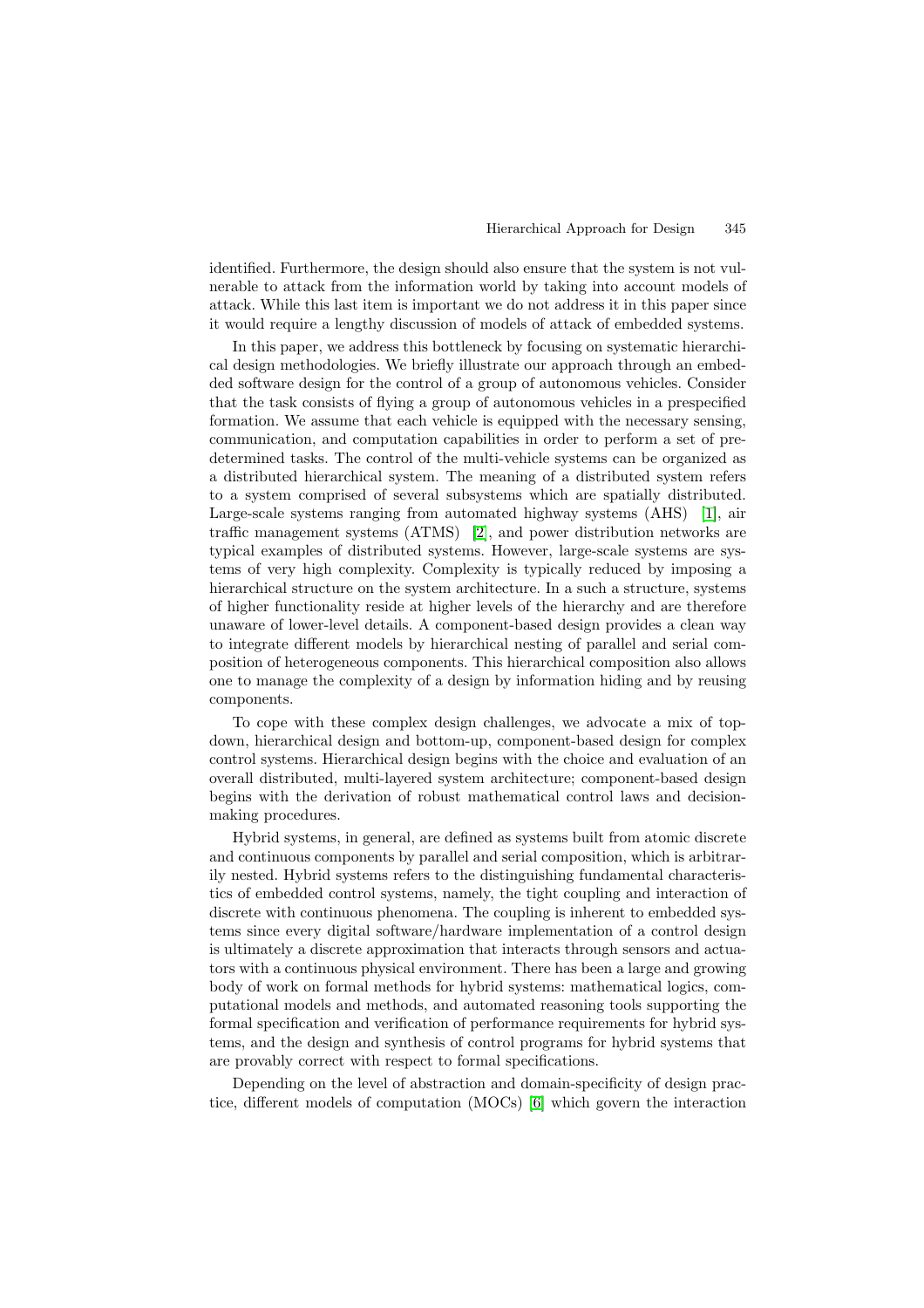identified. Furthermore, the design should also ensure that the system is not vulnerable to attack from the information world by taking into account models of attack. While this last item is important we do not address it in this paper since it would require a lengthy discussion of models of attack of embedded systems.

In this paper, we address this bottleneck by focusing on systematic hierarchical design methodologies. We briefly illustrate our approach through an embedded software design for the control of a group of autonomous vehicles. Consider that the task consists of flying a group of autonomous vehicles in a prespecified formation. We assume that each vehicle is equipped with the necessary sensing, communication, and computation capabilities in order to perform a set of predetermined tasks. The control of the multi-vehicle systems can be organized as a distributed hierarchical system. The meaning of a distributed system refers to a system comprised of several subsystems which are spatially distributed. Large-scale systems ranging from automated highway systems (AHS) [1], air traffic management systems (ATMS) [2], and power distribution networks are typical examples of distributed systems. However, large-scale systems are systems of very high complexity. Complexity is typically reduced by imposing a hierarchical structure on the system architecture. In a such a structure, systems of higher functionality reside at higher levels of the hierarchy and are therefore unaware of lower-level details. A component-based design provides a clean way to integrate different models by hierarchical nesting of parallel and serial composition of heterogeneous components. This hierarchical composition also allows one to manage the complexity of a design by information hiding and by reusing components.

To cope with these complex design challenges, we advocate a mix of top-down, hierarchical design and bottom-up, component-based design for complex control systems. Hierarchical design begins with the choice and evaluation of an overall distributed, multi-layered system architecture; component-based design begins with the derivation of robust mathematical control laws and decision-making procedures.

Hybrid systems, in general, are defined as systems built from atomic discrete and continuous components by parallel and serial composition, which is arbitrarily nested. Hybrid systems refers to the distinguishing fundamental characteristics of embedded control systems, namely, the tight coupling and interaction of discrete with continuous phenomena. The coupling is inherent to embedded systems since every digital software/hardware implementation of a control design is ultimately a discrete approximation that interacts through sensors and actuators with a continuous physical environment. There has been a large and growing body of work on formal methods for hybrid systems: mathematical logics, computational models and methods, and automated reasoning tools supporting the formal specification and verification of performance requirements for hybrid systems, and the design and synthesis of control programs for hybrid systems that are provably correct with respect to formal specifications.

Depending on the level of abstraction and domain-specificity of design practice, different models of computation (MOCs) [6] which govern the interaction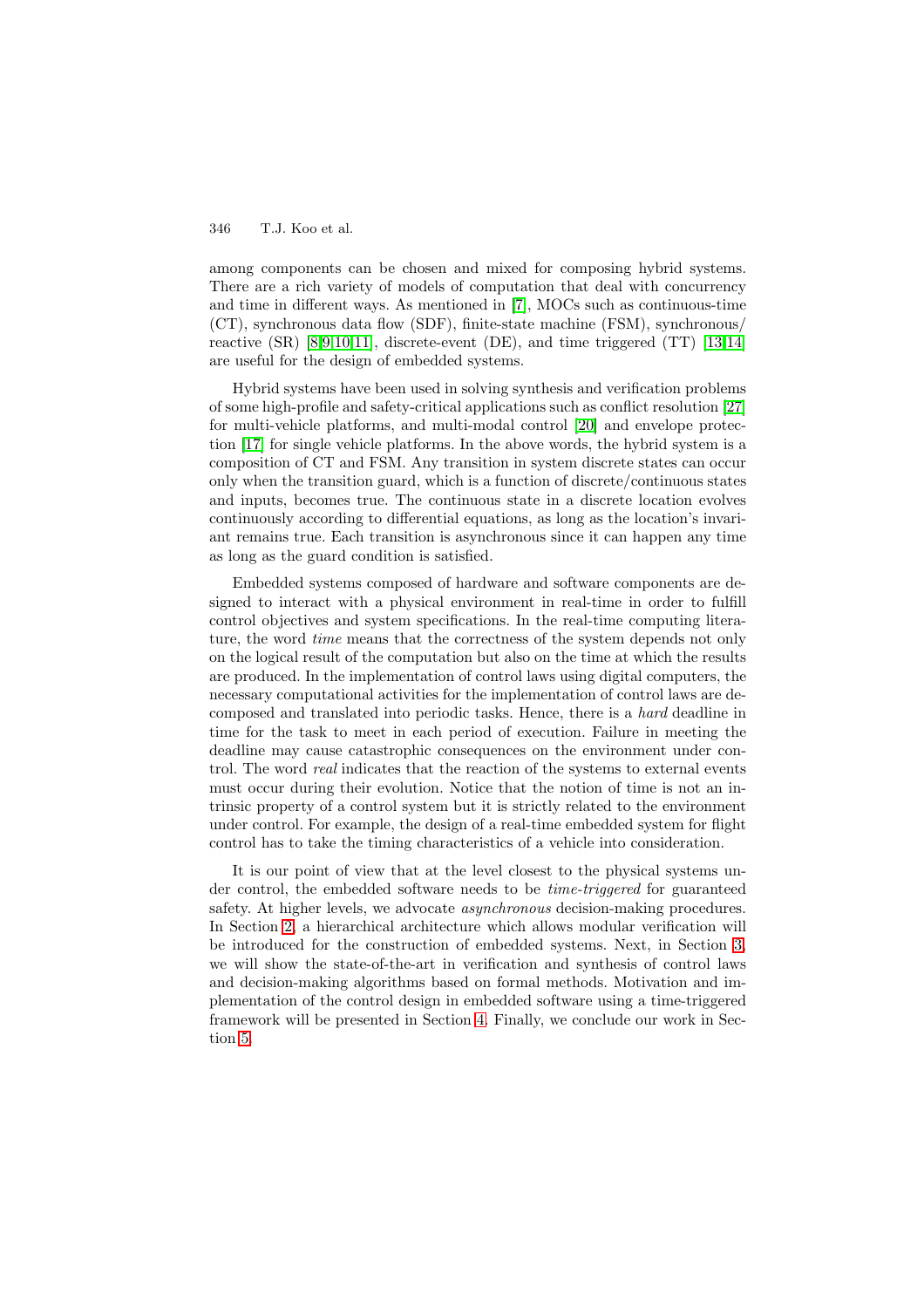among components can be chosen and mixed for composing hybrid systems. There are a rich variety of models of computation that deal with concurrency and time in different ways. As mentioned in [7], MOCs such as continuous-time (CT), synchronous data flow (SDF), finite-state machine (FSM), synchronous/reactive (SR) [8,9,10,11], discrete-event (DE), and time triggered (TT) [13,14] are useful for the design of embedded systems.

Hybrid systems have been used in solving synthesis and verification problems of some high-profile and safety-critical applications such as conflict resolution [27] for multi-vehicle platforms, and multi-modal control [20] and envelope protection [17] for single vehicle platforms. In the above words, the hybrid system is a composition of CT and FSM. Any transition in system discrete states can occur only when the transition guard, which is a function of discrete/continuous states and inputs, becomes true. The continuous state in a discrete location evolves continuously according to differential equations, as long as the location's invariant remains true. Each transition is asynchronous since it can happen any time as long as the guard condition is satisfied.

Embedded systems composed of hardware and software components are designed to interact with a physical environment in real-time in order to fulfill control objectives and system specifications. In the real-time computing literature, the word *time* means that the correctness of the system depends not only on the logical result of the computation but also on the time at which the results are produced. In the implementation of control laws using digital computers, the necessary computational activities for the implementation of control laws are decomposed and translated into periodic tasks. Hence, there is a *hard* deadline in time for the task to meet in each period of execution. Failure in meeting the deadline may cause catastrophic consequences on the environment under control. The word *real* indicates that the reaction of the systems to external events must occur during their evolution. Notice that the notion of time is not an intrinsic property of a control system but it is strictly related to the environment under control. For example, the design of a real-time embedded system for flight control has to take the timing characteristics of a vehicle into consideration.

It is our point of view that at the level closest to the physical systems under control, the embedded software needs to be *time-triggered* for guaranteed safety. At higher levels, we advocate *asynchronous* decision-making procedures. In Section 2, a hierarchical architecture which allows modular verification will be introduced for the construction of embedded systems. Next, in Section 3, we will show the state-of-the-art in verification and synthesis of control laws and decision-making algorithms based on formal methods. Motivation and implementation of the control design in embedded software using a time-triggered framework will be presented in Section 4. Finally, we conclude our work in Section 5.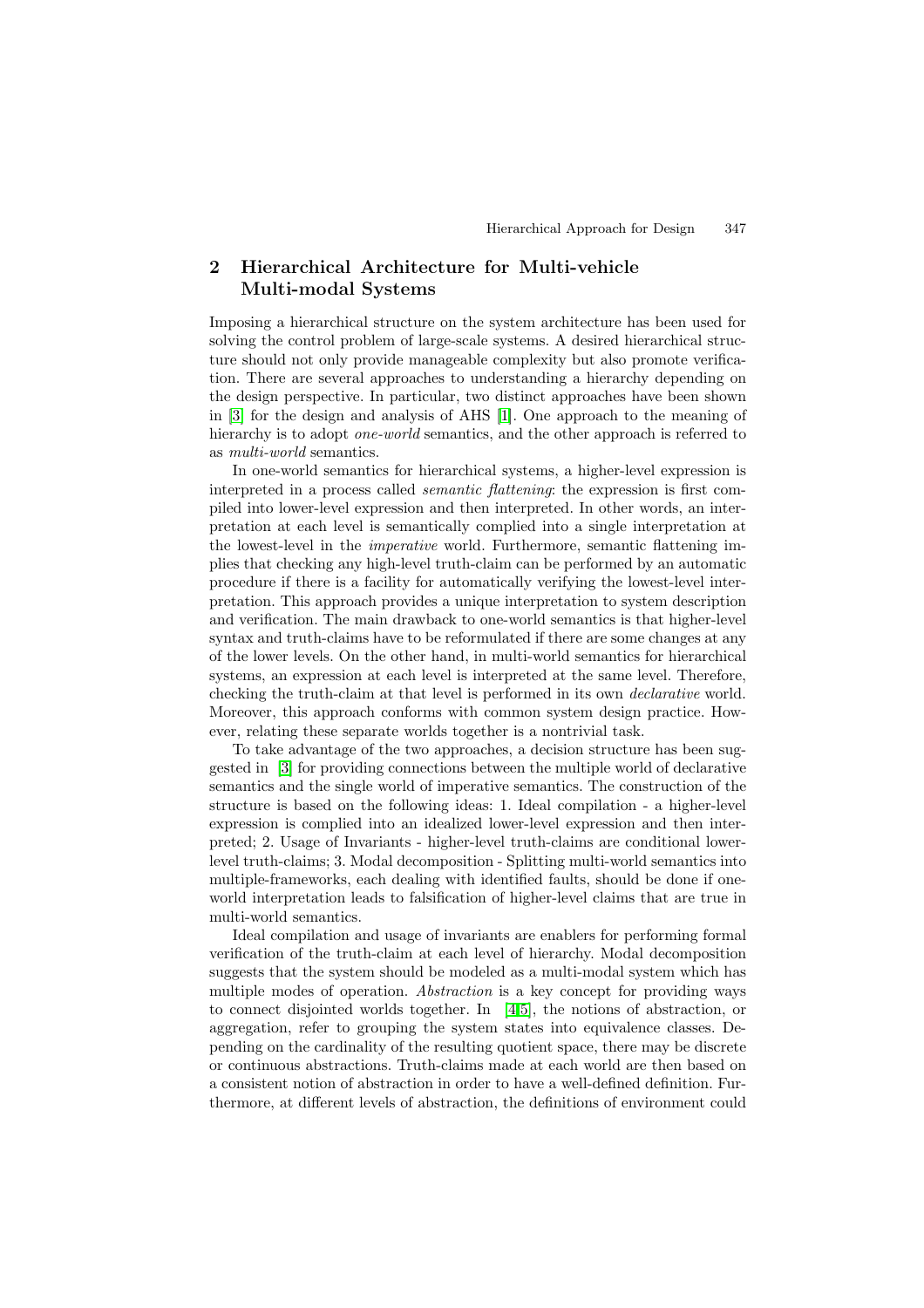## 2 Hierarchical Architecture for Multi-vehicle Multi-modal Systems

Imposing a hierarchical structure on the system architecture has been used for solving the control problem of large-scale systems. A desired hierarchical structure should not only provide manageable complexity but also promote verification. There are several approaches to understanding a hierarchy depending on the design perspective. In particular, two distinct approaches have been shown in [3] for the design and analysis of AHS [1]. One approach to the meaning of hierarchy is to adopt *one-world* semantics, and the other approach is referred to as *multi-world* semantics.

In one-world semantics for hierarchical systems, a higher-level expression is interpreted in a process called *semantic flattening*: the expression is first compiled into lower-level expression and then interpreted. In other words, an interpretation at each level is semantically complied into a single interpretation at the lowest-level in the *imperative* world. Furthermore, semantic flattening implies that checking any high-level truth-claim can be performed by an automatic procedure if there is a facility for automatically verifying the lowest-level interpretation. This approach provides a unique interpretation to system description and verification. The main drawback to one-world semantics is that higher-level syntax and truth-claims have to be reformulated if there are some changes at any of the lower levels. On the other hand, in multi-world semantics for hierarchical systems, an expression at each level is interpreted at the same level. Therefore, checking the truth-claim at that level is performed in its own *declarative* world. Moreover, this approach conforms with common system design practice. However, relating these separate worlds together is a nontrivial task.

To take advantage of the two approaches, a decision structure has been suggested in [3] for providing connections between the multiple world of declarative semantics and the single world of imperative semantics. The construction of the structure is based on the following ideas: 1. Ideal compilation - a higher-level expression is complied into an idealized lower-level expression and then interpreted; 2. Usage of Invariants - higher-level truth-claims are conditional lower-level truth-claims; 3. Modal decomposition - Splitting multi-world semantics into multiple-frameworks, each dealing with identified faults, should be done if one-world interpretation leads to falsification of higher-level claims that are true in multi-world semantics.

Ideal compilation and usage of invariants are enablers for performing formal verification of the truth-claim at each level of hierarchy. Modal decomposition suggests that the system should be modeled as a multi-modal system which has multiple modes of operation. *Abstraction* is a key concept for providing ways to connect disjointed worlds together. In [4,5], the notions of abstraction, or aggregation, refer to grouping the system states into equivalence classes. Depending on the cardinality of the resulting quotient space, there may be discrete or continuous abstractions. Truth-claims made at each world are then based on a consistent notion of abstraction in order to have a well-defined definition. Furthermore, at different levels of abstraction, the definitions of environment could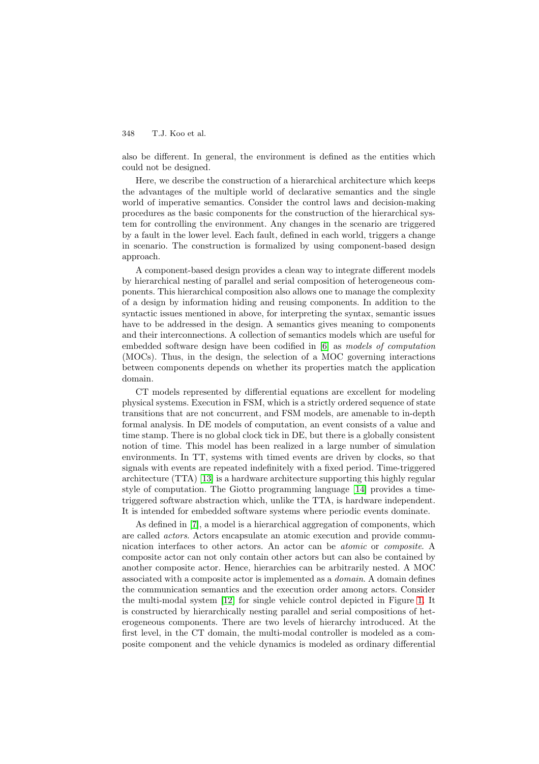also be different. In general, the environment is defined as the entities which could not be designed.

Here, we describe the construction of a hierarchical architecture which keeps the advantages of the multiple world of declarative semantics and the single world of imperative semantics. Consider the control laws and decision-making procedures as the basic components for the construction of the hierarchical system for controlling the environment. Any changes in the scenario are triggered by a fault in the lower level. Each fault, defined in each world, triggers a change in scenario. The construction is formalized by using component-based design approach.

A component-based design provides a clean way to integrate different models by hierarchical nesting of parallel and serial composition of heterogeneous components. This hierarchical composition also allows one to manage the complexity of a design by information hiding and reusing components. In addition to the syntactic issues mentioned in above, for interpreting the syntax, semantic issues have to be addressed in the design. A semantics gives meaning to components and their interconnections. A collection of semantics models which are useful for embedded software design have been codified in [6] as *models of computation* (MOCs). Thus, in the design, the selection of a MOC governing interactions between components depends on whether its properties match the application domain.

CT models represented by differential equations are excellent for modeling physical systems. Execution in FSM, which is a strictly ordered sequence of state transitions that are not concurrent, and FSM models, are amenable to in-depth formal analysis. In DE models of computation, an event consists of a value and time stamp. There is no global clock tick in DE, but there is a globally consistent notion of time. This model has been realized in a large number of simulation environments. In TT, systems with timed events are driven by clocks, so that signals with events are repeated indefinitely with a fixed period. Time-triggered architecture (TTA) [13] is a hardware architecture supporting this highly regular style of computation. The Giotto programming language [14] provides a time-triggered software abstraction which, unlike the TTA, is hardware independent. It is intended for embedded software systems where periodic events dominate.

As defined in [7], a model is a hierarchical aggregation of components, which are called *actors*. Actors encapsulate an atomic execution and provide communication interfaces to other actors. An actor can be *atomic* or *composite*. A composite actor can not only contain other actors but can also be contained by another composite actor. Hence, hierarchies can be arbitrarily nested. A MOC associated with a composite actor is implemented as a *domain*. A domain defines the communication semantics and the execution order among actors. Consider the multi-modal system [12] for single vehicle control depicted in Figure 1. It is constructed by hierarchically nesting parallel and serial compositions of heterogeneous components. There are two levels of hierarchy introduced. At the first level, in the CT domain, the multi-modal controller is modeled as a composite component and the vehicle dynamics is modeled as ordinary differential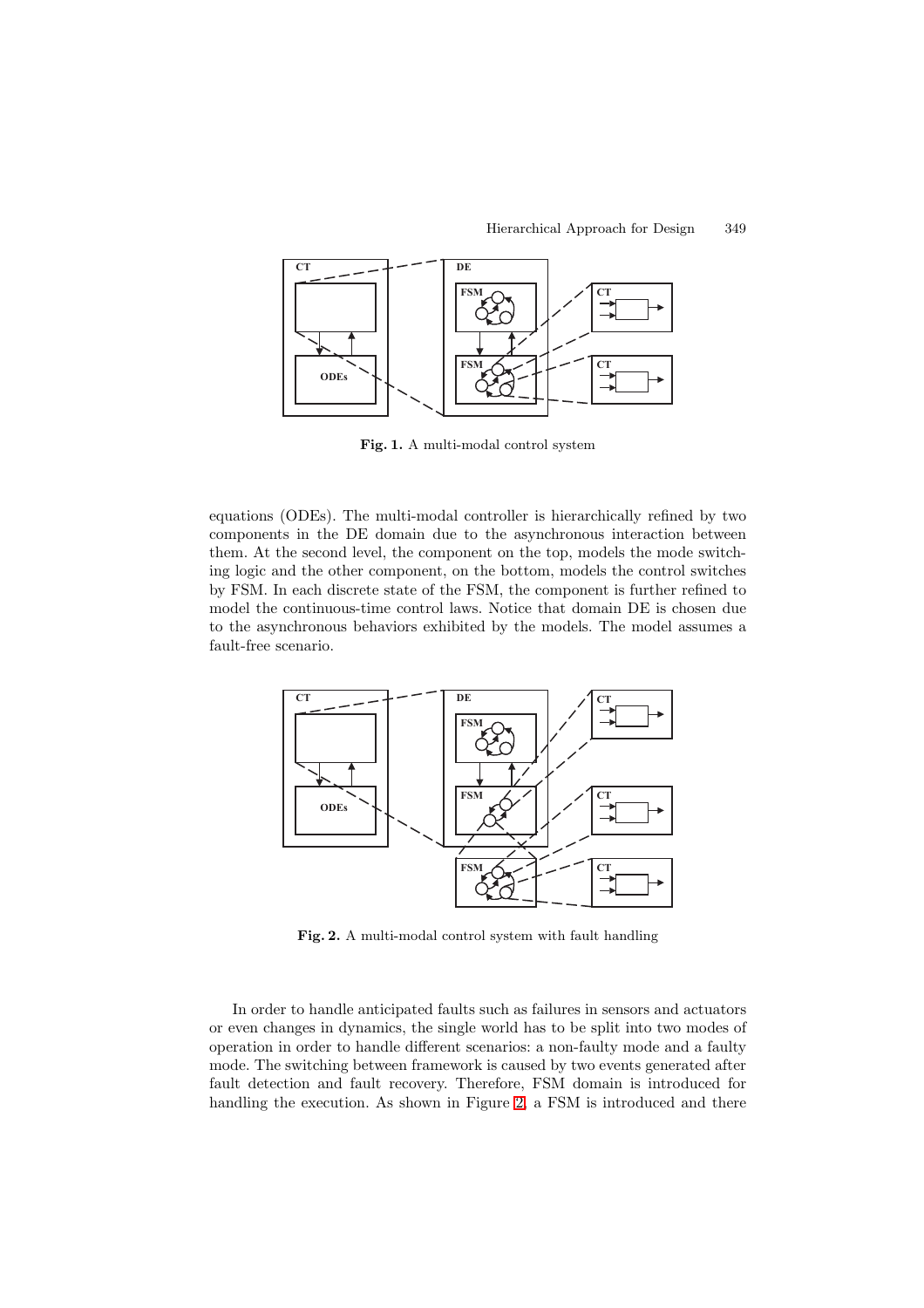Fig. 1. A multi-modal control system

equations (ODEs). The multi-modal controller is hierarchically refined by two components in the DE domain due to the asynchronous interaction between them. At the second level, the component on the top, models the mode switching logic and the other component, on the bottom, models the control switches by FSM. In each discrete state of the FSM, the component is further refined to model the continuous-time control laws. Notice that domain DE is chosen due to the asynchronous behaviors exhibited by the models. The model assumes a fault-free scenario.

Fig. 2. A multi-modal control system with fault handling

In order to handle anticipated faults such as failures in sensors and actuators or even changes in dynamics, the single world has to be split into two modes of operation in order to handle different scenarios: a non-faulty mode and a faulty mode. The switching between framework is caused by two events generated after fault detection and fault recovery. Therefore, FSM domain is introduced for handling the execution. As shown in Figure 2, a FSM is introduced and there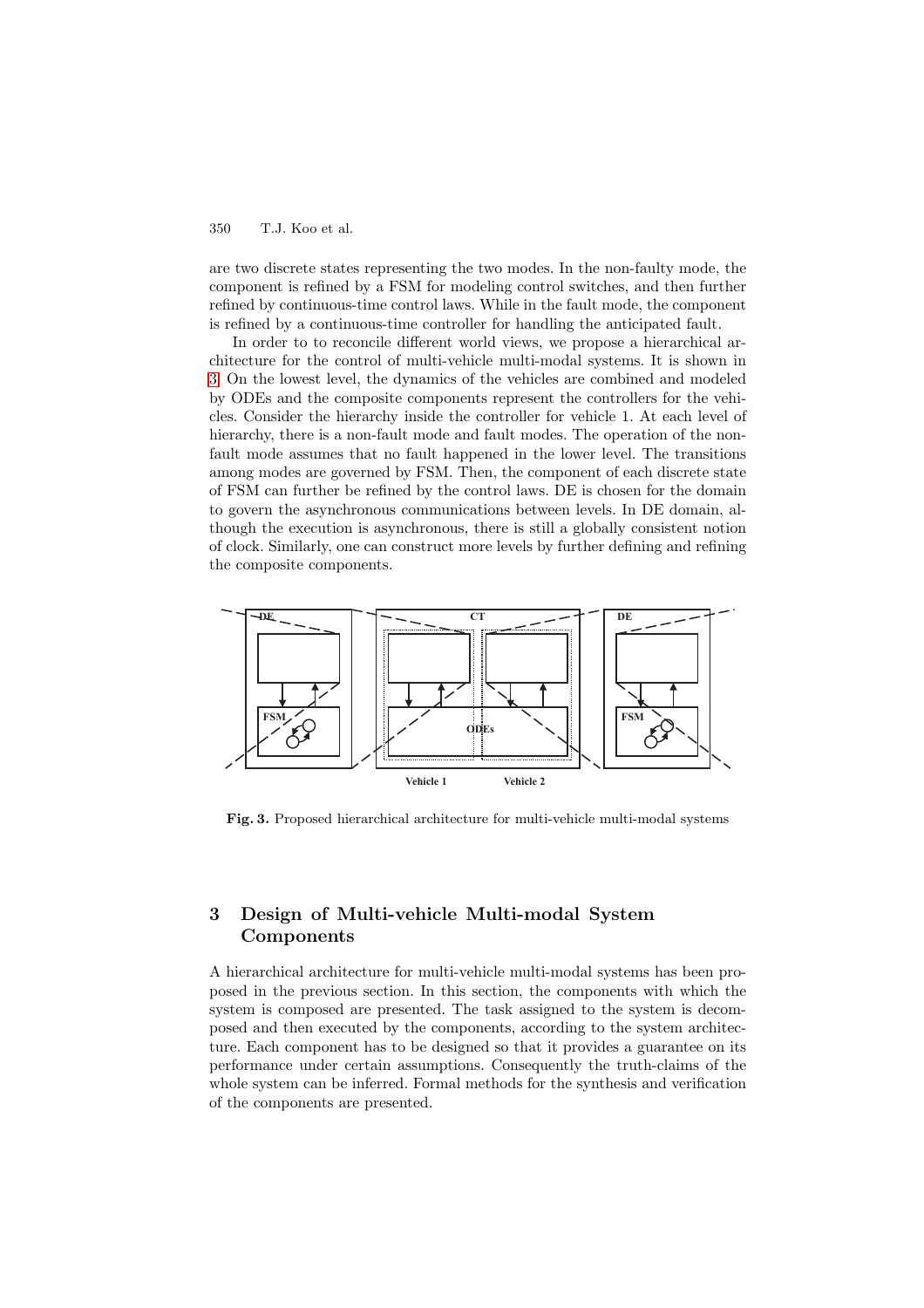are two discrete states representing the two modes. In the non-faulty mode, the component is refined by a FSM for modeling control switches, and then further refined by continuous-time control laws. While in the fault mode, the component is refined by a continuous-time controller for handling the anticipated fault.

In order to to reconcile different world views, we propose a hierarchical architecture for the control of multi-vehicle multi-modal systems. It is shown in 3. On the lowest level, the dynamics of the vehicles are combined and modeled by ODEs and the composite components represent the controllers for the vehicles. Consider the hierarchy inside the controller for vehicle 1. At each level of hierarchy, there is a non-fault mode and fault modes. The operation of the non-fault mode assumes that no fault happened in the lower level. The transitions among modes are governed by FSM. Then, the component of each discrete state of FSM can further be refined by the control laws. DE is chosen for the domain to govern the asynchronous communications between levels. In DE domain, although the execution is asynchronous, there is still a globally consistent notion of clock. Similarly, one can construct more levels by further defining and refining the composite components.

DE

FSM

CT

ODEs

Vehicle 1

Vehicle 2

DE

FSM

**Fig. 3.** Proposed hierarchical architecture for multi-vehicle multi-modal systems

## 3 Design of Multi-vehicle Multi-modal System Components

A hierarchical architecture for multi-vehicle multi-modal systems has been proposed in the previous section. In this section, the components with which the system is composed are presented. The task assigned to the system is decomposed and then executed by the components, according to the system architecture. Each component has to be designed so that it provides a guarantee on its performance under certain assumptions. Consequently the truth-claims of the whole system can be inferred. Formal methods for the synthesis and verification of the components are presented.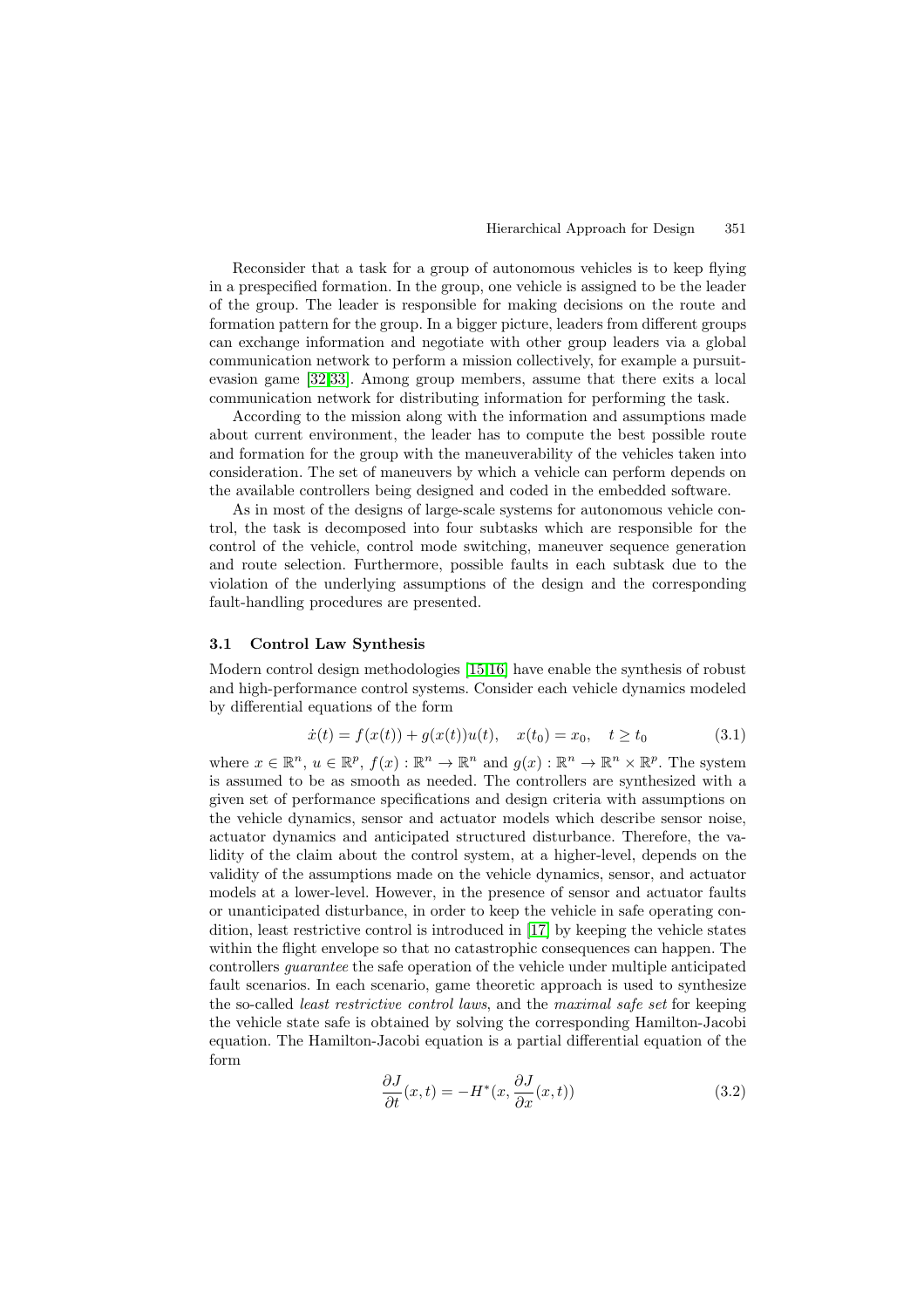Reconsider that a task for a group of autonomous vehicles is to keep flying in a prespecified formation. In the group, one vehicle is assigned to be the leader of the group. The leader is responsible for making decisions on the route and formation pattern for the group. In a bigger picture, leaders from different groups can exchange information and negotiate with other group leaders via a global communication network to perform a mission collectively, for example a pursuit-evasion game [32,33]. Among group members, assume that there exits a local communication network for distributing information for performing the task.

According to the mission along with the information and assumptions made about current environment, the leader has to compute the best possible route and formation for the group with the maneuverability of the vehicles taken into consideration. The set of maneuvers by which a vehicle can perform depends on the available controllers being designed and coded in the embedded software.

As in most of the designs of large-scale systems for autonomous vehicle control, the task is decomposed into four subtasks which are responsible for the control of the vehicle, control mode switching, maneuver sequence generation and route selection. Furthermore, possible faults in each subtask due to the violation of the underlying assumptions of the design and the corresponding fault-handling procedures are presented.

### 3.1 Control Law Synthesis

Modern control design methodologies [15,16] have enable the synthesis of robust and high-performance control systems. Consider each vehicle dynamics modeled by differential equations of the form

$$\dot{x}(t) = f(x(t)) + g(x(t))u(t), \quad x(t_0) = x_0, \quad t \geq t_0 \tag{3.1}$$

where $x \in \mathbb{R}^n$, $u \in \mathbb{R}^p$, $f(x) : \mathbb{R}^n \to \mathbb{R}^n$ and $g(x) : \mathbb{R}^n \to \mathbb{R}^n \times \mathbb{R}^p$. The system is assumed to be as smooth as needed. The controllers are synthesized with a given set of performance specifications and design criteria with assumptions on the vehicle dynamics, sensor and actuator models which describe sensor noise, actuator dynamics and anticipated structured disturbance. Therefore, the validity of the claim about the control system, at a higher-level, depends on the validity of the assumptions made on the vehicle dynamics, sensor, and actuator models at a lower-level. However, in the presence of sensor and actuator faults or unanticipated disturbance, in order to keep the vehicle in safe operating condition, least restrictive control is introduced in [17] by keeping the vehicle states within the flight envelope so that no catastrophic consequences can happen. The controllers *guarantee* the safe operation of the vehicle under multiple anticipated fault scenarios. In each scenario, game theoretic approach is used to synthesize the so-called *least restrictive control laws*, and the *maximal safe set* for keeping the vehicle state safe is obtained by solving the corresponding Hamilton-Jacobi equation. The Hamilton-Jacobi equation is a partial differential equation of the form

$$\frac{\partial J}{\partial t}(x, t) = -H^*(x, \frac{\partial J}{\partial x}(x, t)) \tag{3.2}$$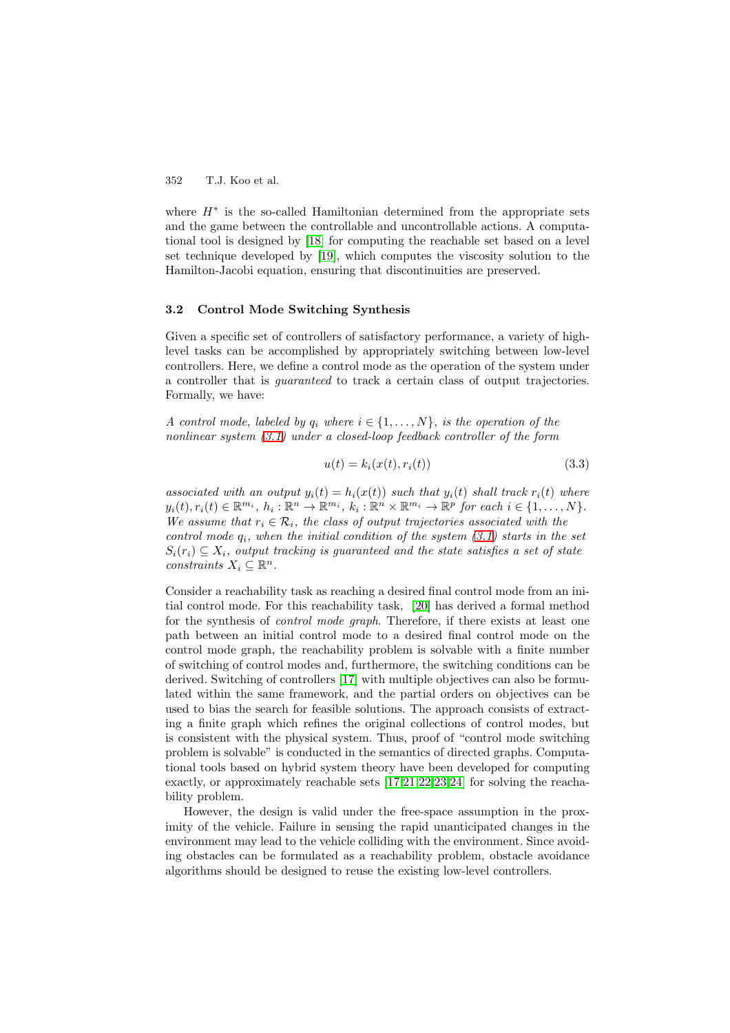where $H^*$ is the so-called Hamiltonian determined from the appropriate sets and the game between the controllable and uncontrollable actions. A computational tool is designed by [18] for computing the reachable set based on a level set technique developed by [19], which computes the viscosity solution to the Hamilton-Jacobi equation, ensuring that discontinuities are preserved.

### 3.2 Control Mode Switching Synthesis

Given a specific set of controllers of satisfactory performance, a variety of high-level tasks can be accomplished by appropriately switching between low-level controllers. Here, we define a control mode as the operation of the system under a controller that is *guaranteed* to track a certain class of output trajectories. Formally, we have:

*A control mode, labeled by $q_i$ where $i \in \{1, \ldots, N\}$, is the operation of the nonlinear system (3.1) under a closed-loop feedback controller of the form*

$$u(t) = k_i(x(t), r_i(t)) \tag{3.3}$$

*associated with an output $y_i(t) = h_i(x(t))$ such that $y_i(t)$ shall track $r_i(t)$ where $y_i(t), r_i(t) \in \mathbb{R}^{m_i}$, $h_i : \mathbb{R}^n \to \mathbb{R}^{m_i}$, $k_i : \mathbb{R}^n \times \mathbb{R}^{m_i} \to \mathbb{R}^p$ for each $i \in \{1, \ldots, N\}$. We assume that $r_i \in \mathcal{R}_i$, the class of output trajectories associated with the control mode $q_i$, when the initial condition of the system (3.1) starts in the set $S_i(r_i) \subseteq X_i$, output tracking is guaranteed and the state satisfies a set of state constraints $X_i \subseteq \mathbb{R}^n$.*

Consider a reachability task as reaching a desired final control mode from an initial control mode. For this reachability task, [20] has derived a formal method for the synthesis of *control mode graph*. Therefore, if there exists at least one path between an initial control mode to a desired final control mode on the control mode graph, the reachability problem is solvable with a finite number of switching of control modes and, furthermore, the switching conditions can be derived. Switching of controllers [17] with multiple objectives can also be formulated within the same framework, and the partial orders on objectives can be used to bias the search for feasible solutions. The approach consists of extracting a finite graph which refines the original collections of control modes, but is consistent with the physical system. Thus, proof of "control mode switching problem is solvable" is conducted in the semantics of directed graphs. Computational tools based on hybrid system theory have been developed for computing exactly, or approximately reachable sets [17,21,22,23,24] for solving the reachability problem.

However, the design is valid under the free-space assumption in the proximity of the vehicle. Failure in sensing the rapid unanticipated changes in the environment may lead to the vehicle colliding with the environment. Since avoiding obstacles can be formulated as a reachability problem, obstacle avoidance algorithms should be designed to reuse the existing low-level controllers.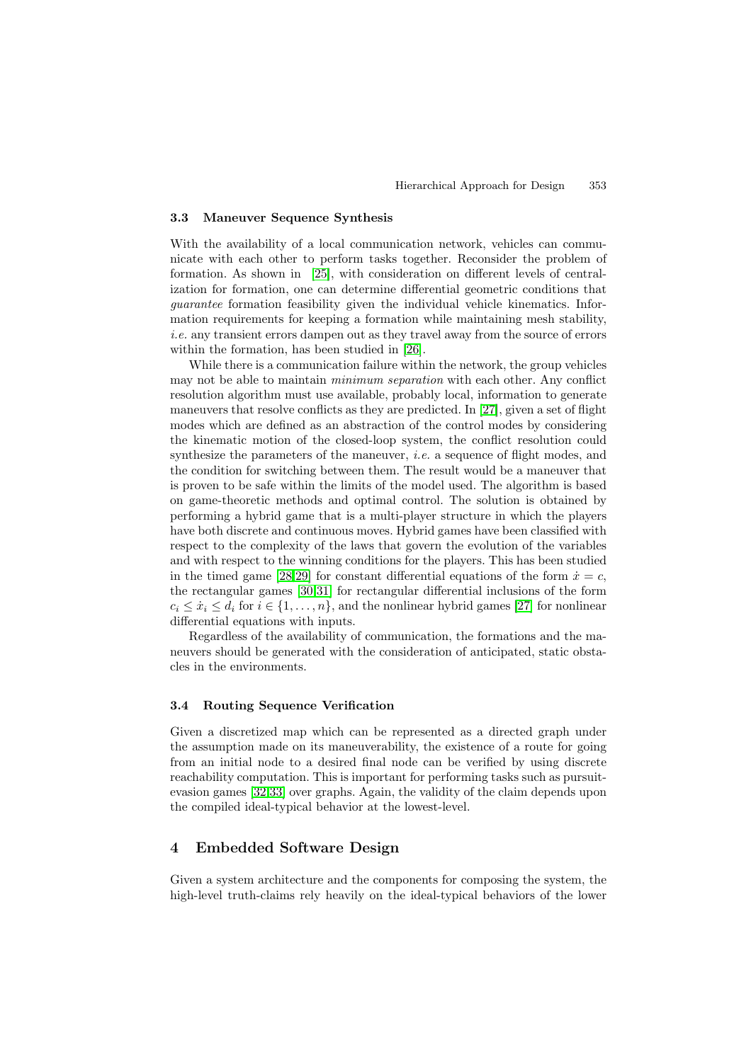### 3.3 Maneuver Sequence Synthesis

With the availability of a local communication network, vehicles can communicate with each other to perform tasks together. Reconsider the problem of formation. As shown in [25], with consideration on different levels of centralization for formation, one can determine differential geometric conditions that *guarantee* formation feasibility given the individual vehicle kinematics. Information requirements for keeping a formation while maintaining mesh stability, *i.e.* any transient errors dampen out as they travel away from the source of errors within the formation, has been studied in [26].

While there is a communication failure within the network, the group vehicles may not be able to maintain *minimum separation* with each other. Any conflict resolution algorithm must use available, probably local, information to generate maneuvers that resolve conflicts as they are predicted. In [27], given a set of flight modes which are defined as an abstraction of the control modes by considering the kinematic motion of the closed-loop system, the conflict resolution could synthesize the parameters of the maneuver, *i.e.* a sequence of flight modes, and the condition for switching between them. The result would be a maneuver that is proven to be safe within the limits of the model used. The algorithm is based on game-theoretic methods and optimal control. The solution is obtained by performing a hybrid game that is a multi-player structure in which the players have both discrete and continuous moves. Hybrid games have been classified with respect to the complexity of the laws that govern the evolution of the variables and with respect to the winning conditions for the players. This has been studied in the timed game [28,29] for constant differential equations of the form $\dot{x} = c$, the rectangular games [30,31] for rectangular differential inclusions of the form $c_i \leq \dot{x}_i \leq d_i$ for $i \in \{1, \ldots, n\}$, and the nonlinear hybrid games [27] for nonlinear differential equations with inputs.

Regardless of the availability of communication, the formations and the maneuvers should be generated with the consideration of anticipated, static obstacles in the environments.

### 3.4 Routing Sequence Verification

Given a discretized map which can be represented as a directed graph under the assumption made on its maneuverability, the existence of a route for going from an initial node to a desired final node can be verified by using discrete reachability computation. This is important for performing tasks such as pursuit-evasion games [32,33] over graphs. Again, the validity of the claim depends upon the compiled ideal-typical behavior at the lowest-level.

## 4 Embedded Software Design

Given a system architecture and the components for composing the system, the high-level truth-claims rely heavily on the ideal-typical behaviors of the lower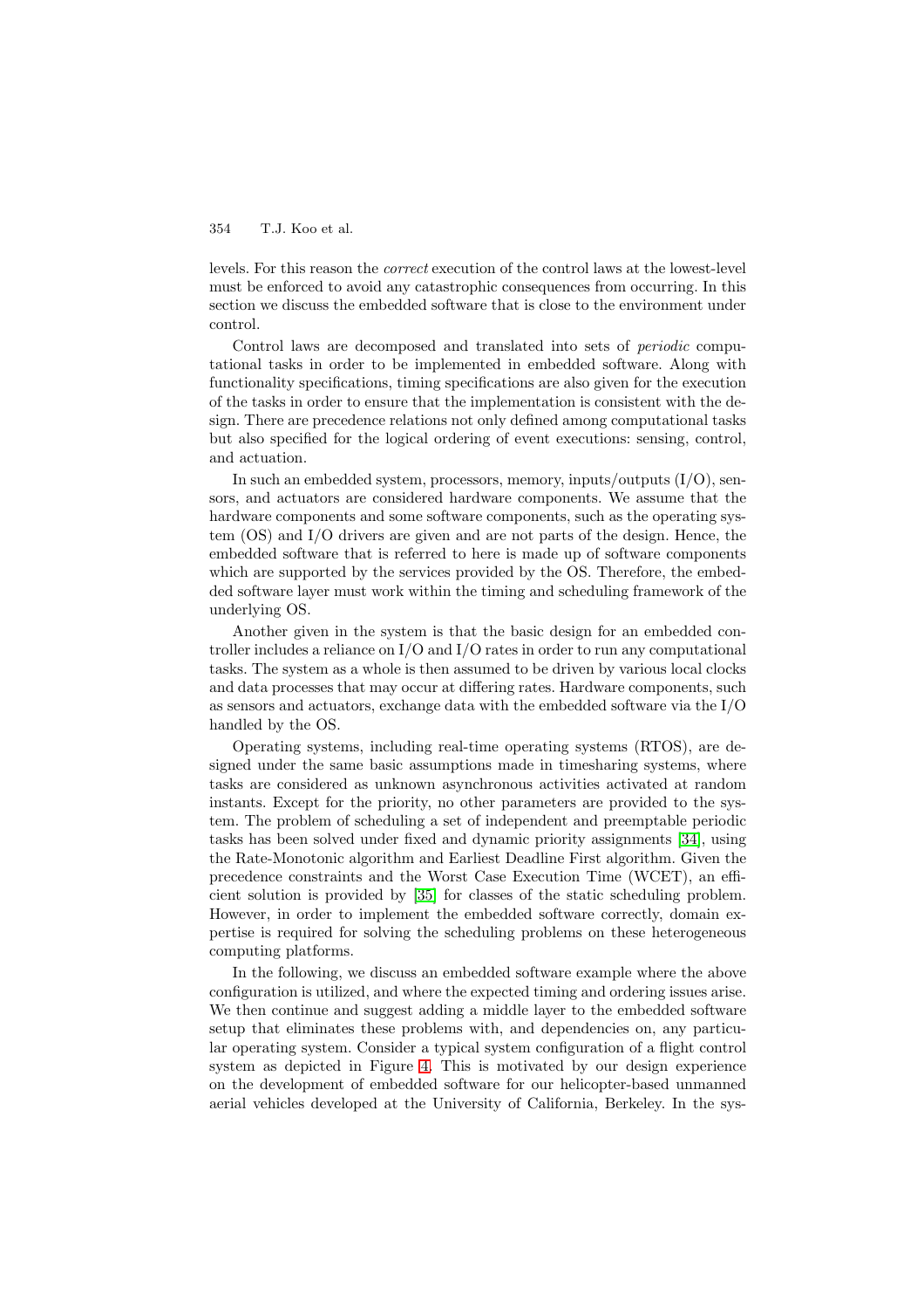levels. For this reason the *correct* execution of the control laws at the lowest-level must be enforced to avoid any catastrophic consequences from occurring. In this section we discuss the embedded software that is close to the environment under control.

Control laws are decomposed and translated into sets of *periodic* computational tasks in order to be implemented in embedded software. Along with functionality specifications, timing specifications are also given for the execution of the tasks in order to ensure that the implementation is consistent with the design. There are precedence relations not only defined among computational tasks but also specified for the logical ordering of event executions: sensing, control, and actuation.

In such an embedded system, processors, memory, inputs/outputs (I/O), sensors, and actuators are considered hardware components. We assume that the hardware components and some software components, such as the operating system (OS) and I/O drivers are given and are not parts of the design. Hence, the embedded software that is referred to here is made up of software components which are supported by the services provided by the OS. Therefore, the embedded software layer must work within the timing and scheduling framework of the underlying OS.

Another given in the system is that the basic design for an embedded controller includes a reliance on I/O and I/O rates in order to run any computational tasks. The system as a whole is then assumed to be driven by various local clocks and data processes that may occur at differing rates. Hardware components, such as sensors and actuators, exchange data with the embedded software via the I/O handled by the OS.

Operating systems, including real-time operating systems (RTOS), are designed under the same basic assumptions made in timesharing systems, where tasks are considered as unknown asynchronous activities activated at random instants. Except for the priority, no other parameters are provided to the system. The problem of scheduling a set of independent and preemptable periodic tasks has been solved under fixed and dynamic priority assignments [34], using the Rate-Monotonic algorithm and Earliest Deadline First algorithm. Given the precedence constraints and the Worst Case Execution Time (WCET), an efficient solution is provided by [35] for classes of the static scheduling problem. However, in order to implement the embedded software correctly, domain expertise is required for solving the scheduling problems on these heterogeneous computing platforms.

In the following, we discuss an embedded software example where the above configuration is utilized, and where the expected timing and ordering issues arise. We then continue and suggest adding a middle layer to the embedded software setup that eliminates these problems with, and dependencies on, any particular operating system. Consider a typical system configuration of a flight control system as depicted in Figure 4. This is motivated by our design experience on the development of embedded software for our helicopter-based unmanned aerial vehicles developed at the University of California, Berkeley. In the sys-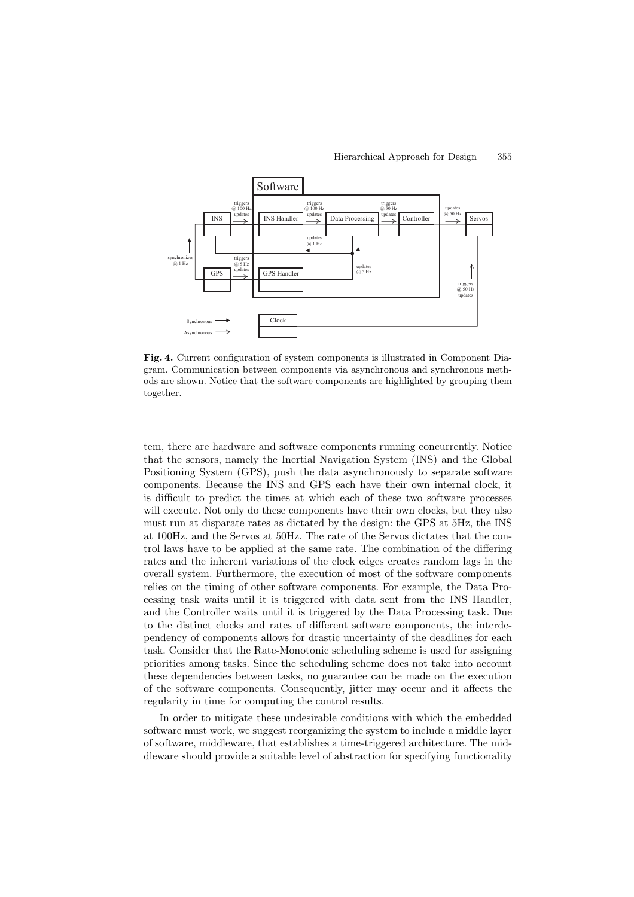Software

triggers
@ 100 Hz
updates

triggers
@ 100 Hz
updates

triggers
@ 50 Hz
updates

updates
@ 50 Hz

INS

INS Handler

Data Processing

Controller

Servos

updates
@ 1 Hz

synchronizes
@ 1 Hz

triggers
@ 5 Hz
updates

updates
@ 5 Hz

GPS

GPS Handler

triggers
@ 50 Hz
updates

Clock

Synchronous

Asynchronous

**Fig. 4.** Current configuration of system components is illustrated in Component Diagram. Communication between components via asynchronous and synchronous methods are shown. Notice that the software components are highlighted by grouping them together.

tem, there are hardware and software components running concurrently. Notice that the sensors, namely the Inertial Navigation System (INS) and the Global Positioning System (GPS), push the data asynchronously to separate software components. Because the INS and GPS each have their own internal clock, it is difficult to predict the times at which each of these two software processes will execute. Not only do these components have their own clocks, but they also must run at disparate rates as dictated by the design: the GPS at 5Hz, the INS at 100Hz, and the Servos at 50Hz. The rate of the Servos dictates that the control laws have to be applied at the same rate. The combination of the differing rates and the inherent variations of the clock edges creates random lags in the overall system. Furthermore, the execution of most of the software components relies on the timing of other software components. For example, the Data Processing task waits until it is triggered with data sent from the INS Handler, and the Controller waits until it is triggered by the Data Processing task. Due to the distinct clocks and rates of different software components, the interdependency of components allows for drastic uncertainty of the deadlines for each task. Consider that the Rate-Monotonic scheduling scheme is used for assigning priorities among tasks. Since the scheduling scheme does not take into account these dependencies between tasks, no guarantee can be made on the execution of the software components. Consequently, jitter may occur and it affects the regularity in time for computing the control results.

In order to mitigate these undesirable conditions with which the embedded software must work, we suggest reorganizing the system to include a middle layer of software, middleware, that establishes a time-triggered architecture. The middleware should provide a suitable level of abstraction for specifying functionality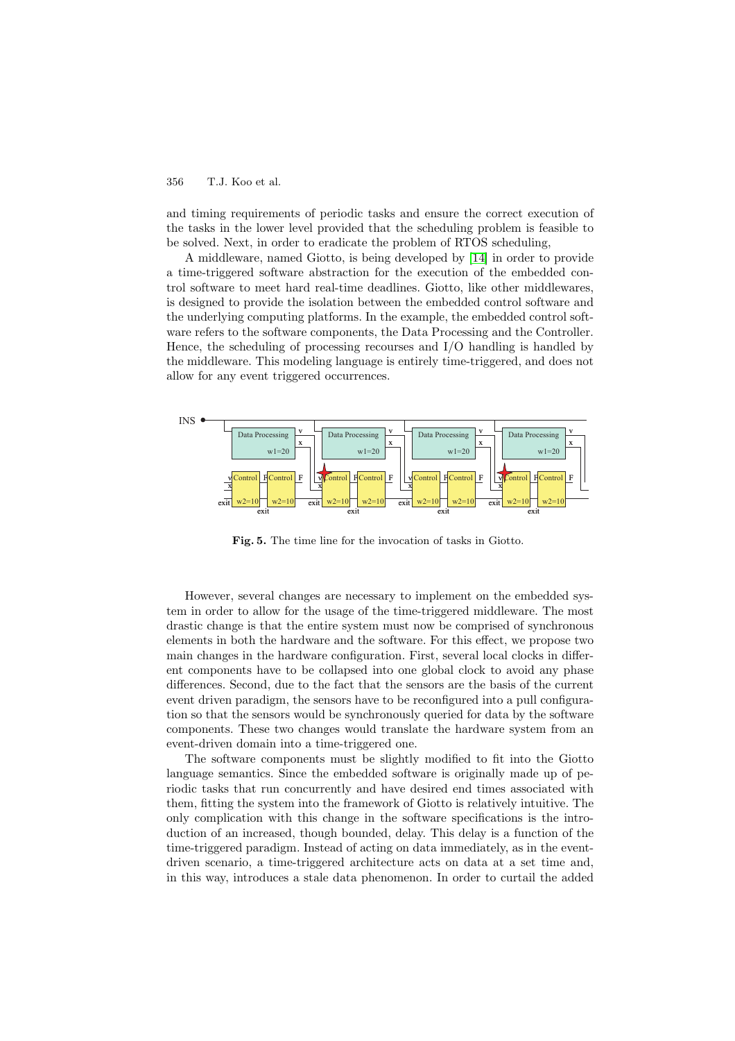and timing requirements of periodic tasks and ensure the correct execution of the tasks in the lower level provided that the scheduling problem is feasible to be solved. Next, in order to eradicate the problem of RTOS scheduling,

A middleware, named Giotto, is being developed by [14] in order to provide a time-triggered software abstraction for the execution of the embedded control software to meet hard real-time deadlines. Giotto, like other middlewares, is designed to provide the isolation between the embedded control software and the underlying computing platforms. In the example, the embedded control software refers to the software components, the Data Processing and the Controller. Hence, the scheduling of processing recourses and I/O handling is handled by the middleware. This modeling language is entirely time-triggered, and does not allow for any event triggered occurrences.

INS

Data Processing w1=20 v x

Control w2=10 exit

Control w2=10 F exit

**Fig. 5.** The time line for the invocation of tasks in Giotto.

However, several changes are necessary to implement on the embedded system in order to allow for the usage of the time-triggered middleware. The most drastic change is that the entire system must now be comprised of synchronous elements in both the hardware and the software. For this effect, we propose two main changes in the hardware configuration. First, several local clocks in different components have to be collapsed into one global clock to avoid any phase differences. Second, due to the fact that the sensors are the basis of the current event driven paradigm, the sensors have to be reconfigured into a pull configuration so that the sensors would be synchronously queried for data by the software components. These two changes would translate the hardware system from an event-driven domain into a time-triggered one.

The software components must be slightly modified to fit into the Giotto language semantics. Since the embedded software is originally made up of periodic tasks that run concurrently and have desired end times associated with them, fitting the system into the framework of Giotto is relatively intuitive. The only complication with this change in the software specifications is the introduction of an increased, though bounded, delay. This delay is a function of the time-triggered paradigm. Instead of acting on data immediately, as in the event-driven scenario, a time-triggered architecture acts on data at a set time and, in this way, introduces a stale data phenomenon. In order to curtail the added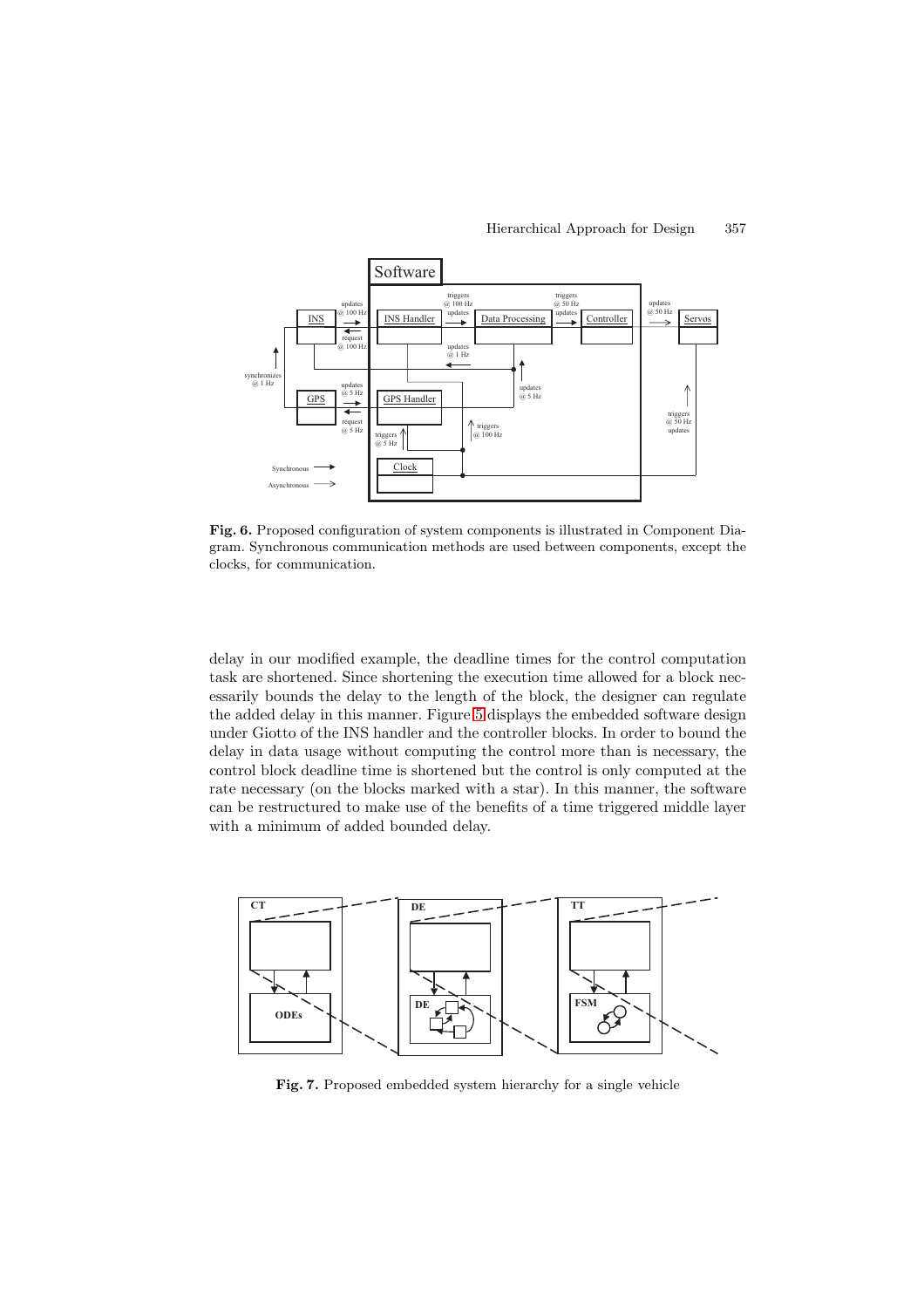**Fig. 6.** Proposed configuration of system components is illustrated in Component Diagram. Synchronous communication methods are used between components, except the clocks, for communication.

delay in our modified example, the deadline times for the control computation task are shortened. Since shortening the execution time allowed for a block necessarily bounds the delay to the length of the block, the designer can regulate the added delay in this manner. Figure 5 displays the embedded software design under Giotto of the INS handler and the controller blocks. In order to bound the delay in data usage without computing the control more than is necessary, the control block deadline time is shortened but the control is only computed at the rate necessary (on the blocks marked with a star). In this manner, the software can be restructured to make use of the benefits of a time triggered middle layer with a minimum of added bounded delay.

**Fig. 7.** Proposed embedded system hierarchy for a single vehicle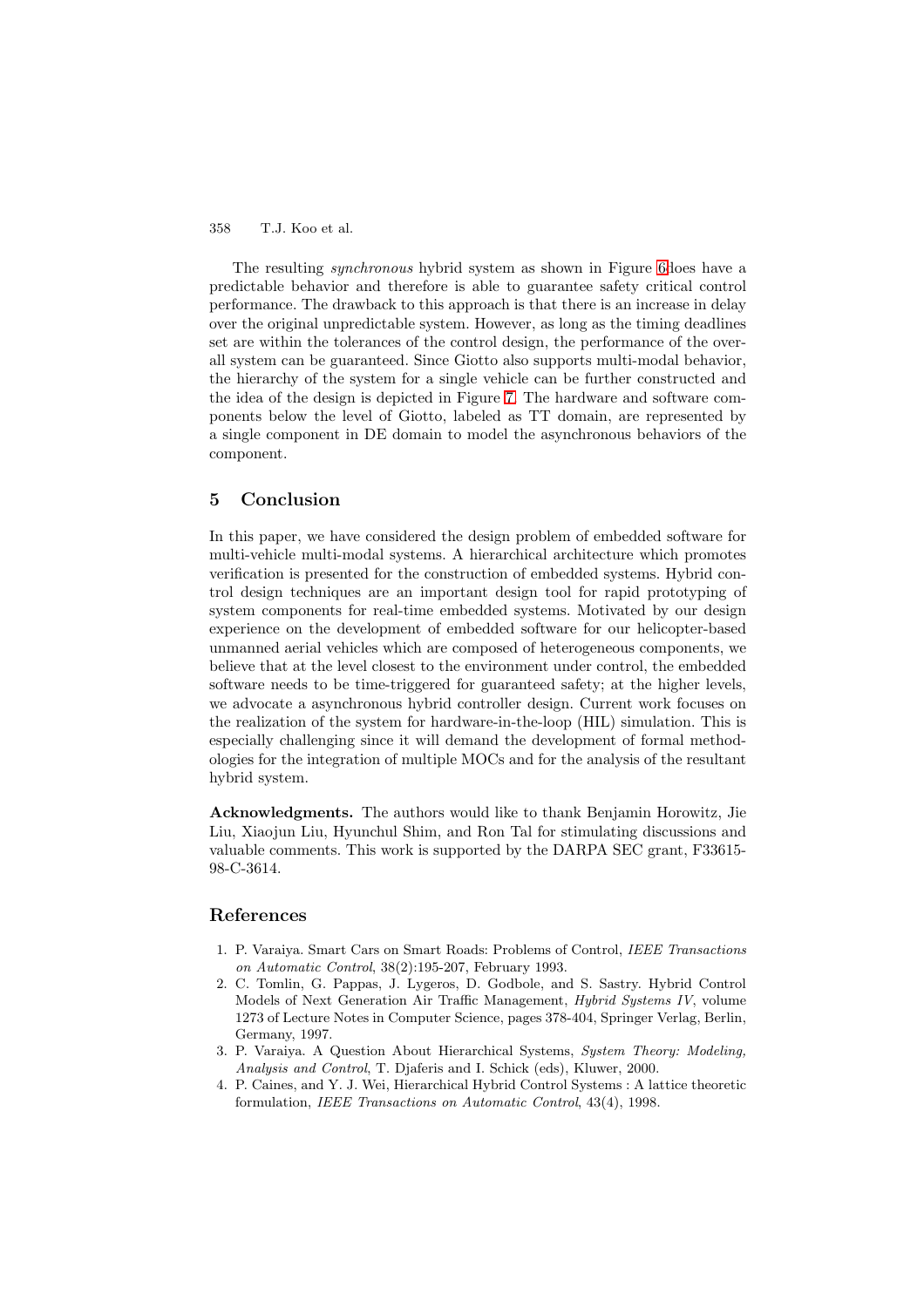The resulting *synchronous* hybrid system as shown in Figure 6 does have a predictable behavior and therefore is able to guarantee safety critical control performance. The drawback to this approach is that there is an increase in delay over the original unpredictable system. However, as long as the timing deadlines set are within the tolerances of the control design, the performance of the overall system can be guaranteed. Since Giotto also supports multi-modal behavior, the hierarchy of the system for a single vehicle can be further constructed and the idea of the design is depicted in Figure 7. The hardware and software components below the level of Giotto, labeled as TT domain, are represented by a single component in DE domain to model the asynchronous behaviors of the component.

## 5 Conclusion

In this paper, we have considered the design problem of embedded software for multi-vehicle multi-modal systems. A hierarchical architecture which promotes verification is presented for the construction of embedded systems. Hybrid control design techniques are an important design tool for rapid prototyping of system components for real-time embedded systems. Motivated by our design experience on the development of embedded software for our helicopter-based unmanned aerial vehicles which are composed of heterogeneous components, we believe that at the level closest to the environment under control, the embedded software needs to be time-triggered for guaranteed safety; at the higher levels, we advocate a asynchronous hybrid controller design. Current work focuses on the realization of the system for hardware-in-the-loop (HIL) simulation. This is especially challenging since it will demand the development of formal methodologies for the integration of multiple MOCs and for the analysis of the resultant hybrid system.

**Acknowledgments.** The authors would like to thank Benjamin Horowitz, Jie Liu, Xiaojun Liu, Hyunchul Shim, and Ron Tal for stimulating discussions and valuable comments. This work is supported by the DARPA SEC grant, F33615-98-C-3614.

## References

1. P. Varaiya. Smart Cars on Smart Roads: Problems of Control, *IEEE Transactions on Automatic Control*, 38(2):195-207, February 1993.
2. C. Tomlin, G. Pappas, J. Lygeros, D. Godbole, and S. Sastry. Hybrid Control Models of Next Generation Air Traffic Management, *Hybrid Systems IV*, volume 1273 of Lecture Notes in Computer Science, pages 378-404, Springer Verlag, Berlin, Germany, 1997.
3. P. Varaiya. A Question About Hierarchical Systems, *System Theory: Modeling, Analysis and Control*, T. Djaferis and I. Schick (eds), Kluwer, 2000.
4. P. Caines, and Y. J. Wei, Hierarchical Hybrid Control Systems : A lattice theoretic formulation, *IEEE Transactions on Automatic Control*, 43(4), 1998.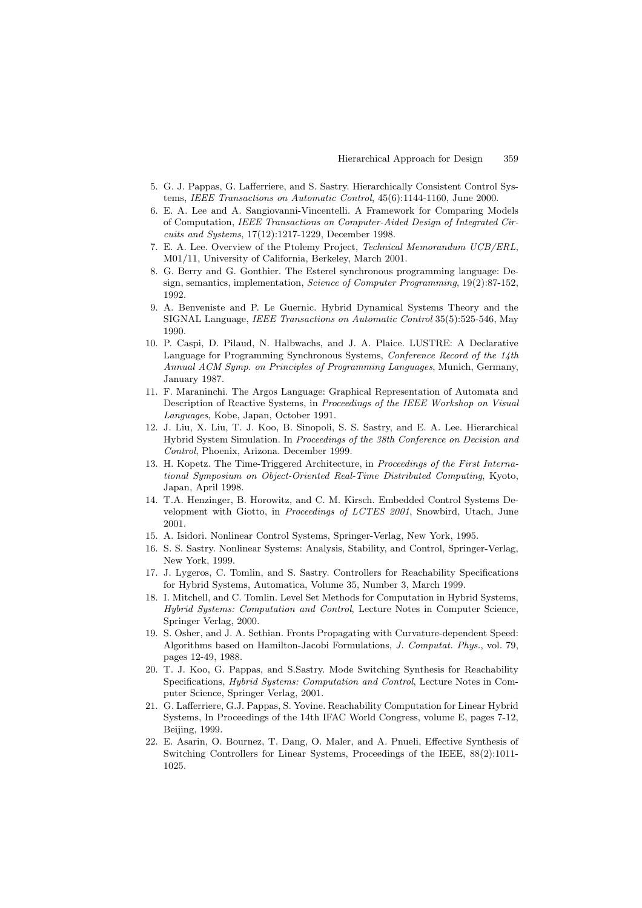5. G. J. Pappas, G. Lafferriere, and S. Sastry. Hierarchically Consistent Control Systems, *IEEE Transactions on Automatic Control*, 45(6):1144-1160, June 2000.
6. E. A. Lee and A. Sangiovanni-Vincentelli. A Framework for Comparing Models of Computation, *IEEE Transactions on Computer-Aided Design of Integrated Circuits and Systems*, 17(12):1217-1229, December 1998.
7. E. A. Lee. Overview of the Ptolemy Project, *Technical Memorandum UCB/ERL*, M01/11, University of California, Berkeley, March 2001.
8. G. Berry and G. Gonthier. The Esterel synchronous programming language: Design, semantics, implementation, *Science of Computer Programming*, 19(2):87-152, 1992.
9. A. Benveniste and P. Le Guernic. Hybrid Dynamical Systems Theory and the SIGNAL Language, *IEEE Transactions on Automatic Control* 35(5):525-546, May 1990.
10. P. Caspi, D. Pilaud, N. Halbwachs, and J. A. Plaice. LUSTRE: A Declarative Language for Programming Synchronous Systems, *Conference Record of the 14th Annual ACM Symp. on Principles of Programming Languages*, Munich, Germany, January 1987.
11. F. Maraninchi. The Argos Language: Graphical Representation of Automata and Description of Reactive Systems, in *Proceedings of the IEEE Workshop on Visual Languages*, Kobe, Japan, October 1991.
12. J. Liu, X. Liu, T. J. Koo, B. Sinopoli, S. S. Sastry, and E. A. Lee. Hierarchical Hybrid System Simulation. In *Proceedings of the 38th Conference on Decision and Control*, Phoenix, Arizona. December 1999.
13. H. Kopetz. The Time-Triggered Architecture, in *Proceedings of the First International Symposium on Object-Oriented Real-Time Distributed Computing*, Kyoto, Japan, April 1998.
14. T.A. Henzinger, B. Horowitz, and C. M. Kirsch. Embedded Control Systems Development with Giotto, in *Proceedings of LCTES 2001*, Snowbird, Utach, June 2001.
15. A. Isidori. Nonlinear Control Systems, Springer-Verlag, New York, 1995.
16. S. S. Sastry. Nonlinear Systems: Analysis, Stability, and Control, Springer-Verlag, New York, 1999.
17. J. Lygeros, C. Tomlin, and S. Sastry. Controllers for Reachability Specifications for Hybrid Systems, Automatica, Volume 35, Number 3, March 1999.
18. I. Mitchell, and C. Tomlin. Level Set Methods for Computation in Hybrid Systems, *Hybrid Systems: Computation and Control*, Lecture Notes in Computer Science, Springer Verlag, 2000.
19. S. Osher, and J. A. Sethian. Fronts Propagating with Curvature-dependent Speed: Algorithms based on Hamilton-Jacobi Formulations, *J. Computat. Phys.*, vol. 79, pages 12-49, 1988.
20. T. J. Koo, G. Pappas, and S.Sastry. Mode Switching Synthesis for Reachability Specifications, *Hybrid Systems: Computation and Control*, Lecture Notes in Computer Science, Springer Verlag, 2001.
21. G. Lafferriere, G.J. Pappas, S. Yovine. Reachability Computation for Linear Hybrid Systems, In Proceedings of the 14th IFAC World Congress, volume E, pages 7-12, Beijing, 1999.
22. E. Asarin, O. Bournez, T. Dang, O. Maler, and A. Pnueli, Effective Synthesis of Switching Controllers for Linear Systems, Proceedings of the IEEE, 88(2):1011-1025.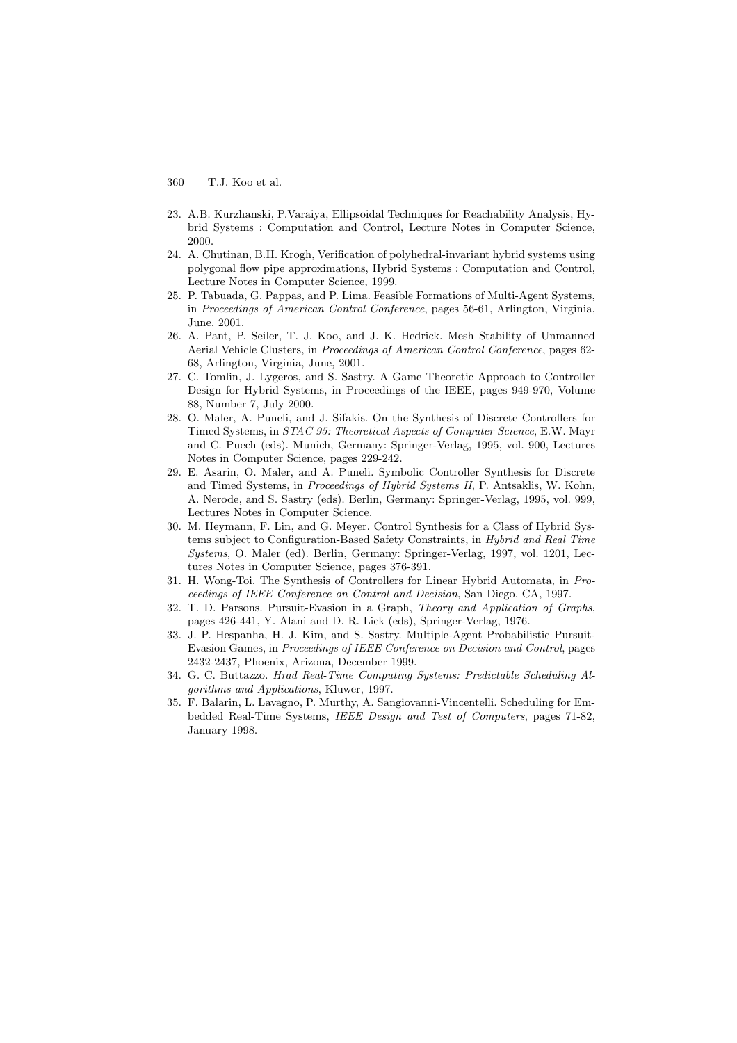23. A.B. Kurzhanski, P.Varaiya, Ellipsoidal Techniques for Reachability Analysis, Hybrid Systems : Computation and Control, Lecture Notes in Computer Science, 2000.
24. A. Chutinan, B.H. Krogh, Verification of polyhedral-invariant hybrid systems using polygonal flow pipe approximations, Hybrid Systems : Computation and Control, Lecture Notes in Computer Science, 1999.
25. P. Tabuada, G. Pappas, and P. Lima. Feasible Formations of Multi-Agent Systems, in *Proceedings of American Control Conference*, pages 56-61, Arlington, Virginia, June, 2001.
26. A. Pant, P. Seiler, T. J. Koo, and J. K. Hedrick. Mesh Stability of Unmanned Aerial Vehicle Clusters, in *Proceedings of American Control Conference*, pages 62-68, Arlington, Virginia, June, 2001.
27. C. Tomlin, J. Lygeros, and S. Sastry. A Game Theoretic Approach to Controller Design for Hybrid Systems, in Proceedings of the IEEE, pages 949-970, Volume 88, Number 7, July 2000.
28. O. Maler, A. Puneli, and J. Sifakis. On the Synthesis of Discrete Controllers for Timed Systems, in *STAC 95: Theoretical Aspects of Computer Science*, E.W. Mayr and C. Puech (eds). Munich, Germany: Springer-Verlag, 1995, vol. 900, Lectures Notes in Computer Science, pages 229-242.
29. E. Asarin, O. Maler, and A. Puneli. Symbolic Controller Synthesis for Discrete and Timed Systems, in *Proceedings of Hybrid Systems II*, P. Antsaklis, W. Kohn, A. Nerode, and S. Sastry (eds). Berlin, Germany: Springer-Verlag, 1995, vol. 999, Lectures Notes in Computer Science.
30. M. Heymann, F. Lin, and G. Meyer. Control Synthesis for a Class of Hybrid Systems subject to Configuration-Based Safety Constraints, in *Hybrid and Real Time Systems*, O. Maler (ed). Berlin, Germany: Springer-Verlag, 1997, vol. 1201, Lectures Notes in Computer Science, pages 376-391.
31. H. Wong-Toi. The Synthesis of Controllers for Linear Hybrid Automata, in *Proceedings of IEEE Conference on Control and Decision*, San Diego, CA, 1997.
32. T. D. Parsons. Pursuit-Evasion in a Graph, *Theory and Application of Graphs*, pages 426-441, Y. Alani and D. R. Lick (eds), Springer-Verlag, 1976.
33. J. P. Hespanha, H. J. Kim, and S. Sastry. Multiple-Agent Probabilistic Pursuit-Evasion Games, in *Proceedings of IEEE Conference on Decision and Control*, pages 2432-2437, Phoenix, Arizona, December 1999.
34. G. C. Buttazzo. *Hrad Real-Time Computing Systems: Predictable Scheduling Algorithms and Applications*, Kluwer, 1997.
35. F. Balarin, L. Lavagno, P. Murthy, A. Sangiovanni-Vincentelli. Scheduling for Embedded Real-Time Systems, *IEEE Design and Test of Computers*, pages 71-82, January 1998.